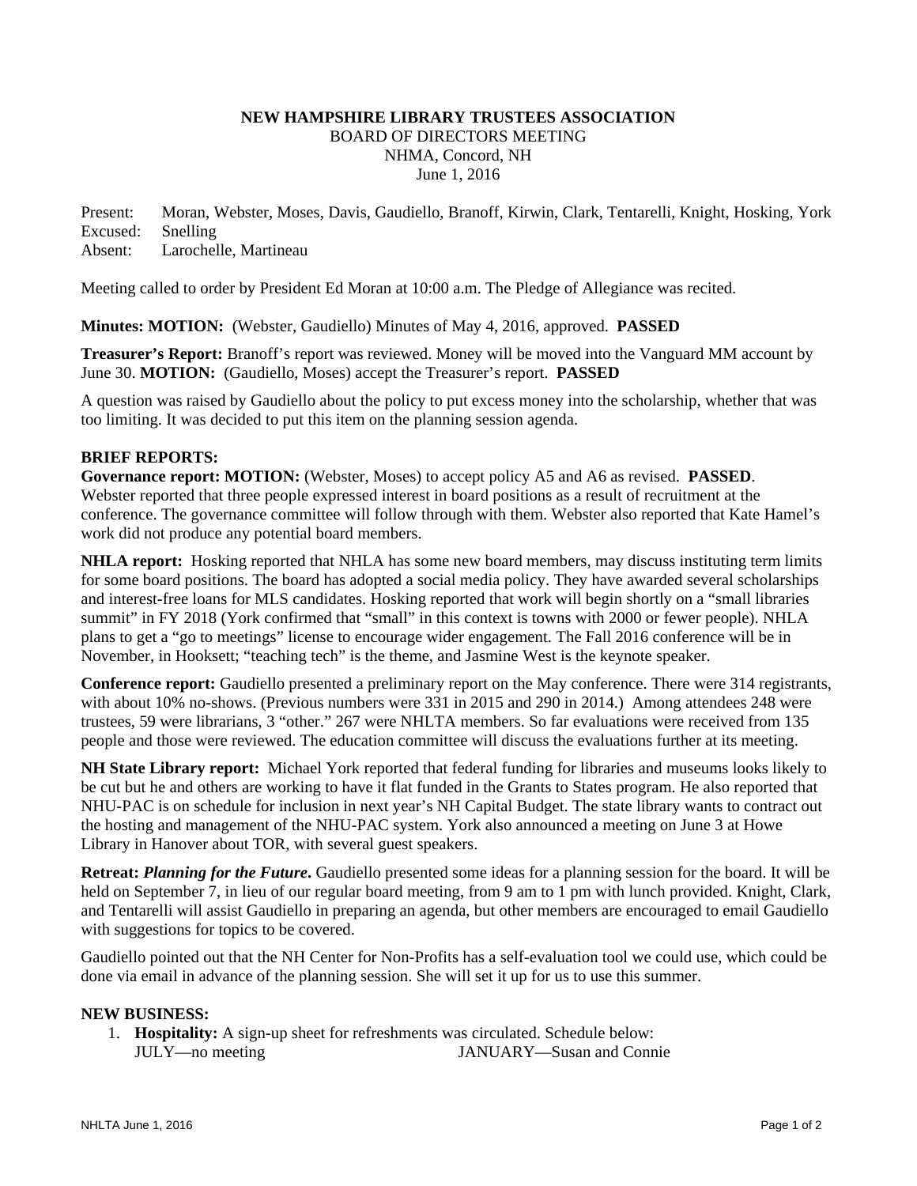**NEW HAMPSHIRE LIBRARY TRUSTEES ASSOCIATION**
BOARD OF DIRECTORS MEETING
NHMA, Concord, NH
June 1, 2016

Present: Moran, Webster, Moses, Davis, Gaudiello, Branoff, Kirwin, Clark, Tentarelli, Knight, Hosking, York
Excused: Snelling
Absent: Larochelle, Martineau

Meeting called to order by President Ed Moran at 10:00 a.m. The Pledge of Allegiance was recited.

**Minutes: MOTION:** (Webster, Gaudiello) Minutes of May 4, 2016, approved. **PASSED**

**Treasurer's Report:** Branoff's report was reviewed. Money will be moved into the Vanguard MM account by June 30. **MOTION:** (Gaudiello, Moses) accept the Treasurer's report. **PASSED**

A question was raised by Gaudiello about the policy to put excess money into the scholarship, whether that was too limiting. It was decided to put this item on the planning session agenda.

**BRIEF REPORTS:**
**Governance report: MOTION:** (Webster, Moses) to accept policy A5 and A6 as revised. **PASSED**. Webster reported that three people expressed interest in board positions as a result of recruitment at the conference. The governance committee will follow through with them. Webster also reported that Kate Hamel's work did not produce any potential board members.

**NHLA report:** Hosking reported that NHLA has some new board members, may discuss instituting term limits for some board positions. The board has adopted a social media policy. They have awarded several scholarships and interest-free loans for MLS candidates. Hosking reported that work will begin shortly on a "small libraries summit" in FY 2018 (York confirmed that "small" in this context is towns with 2000 or fewer people). NHLA plans to get a "go to meetings" license to encourage wider engagement. The Fall 2016 conference will be in November, in Hooksett; "teaching tech" is the theme, and Jasmine West is the keynote speaker.

**Conference report:** Gaudiello presented a preliminary report on the May conference. There were 314 registrants, with about 10% no-shows. (Previous numbers were 331 in 2015 and 290 in 2014.) Among attendees 248 were trustees, 59 were librarians, 3 "other." 267 were NHLTA members. So far evaluations were received from 135 people and those were reviewed. The education committee will discuss the evaluations further at its meeting.

**NH State Library report:** Michael York reported that federal funding for libraries and museums looks likely to be cut but he and others are working to have it flat funded in the Grants to States program. He also reported that NHU-PAC is on schedule for inclusion in next year's NH Capital Budget. The state library wants to contract out the hosting and management of the NHU-PAC system. York also announced a meeting on June 3 at Howe Library in Hanover about TOR, with several guest speakers.

**Retreat: *Planning for the Future*.** Gaudiello presented some ideas for a planning session for the board. It will be held on September 7, in lieu of our regular board meeting, from 9 am to 1 pm with lunch provided. Knight, Clark, and Tentarelli will assist Gaudiello in preparing an agenda, but other members are encouraged to email Gaudiello with suggestions for topics to be covered.

Gaudiello pointed out that the NH Center for Non-Profits has a self-evaluation tool we could use, which could be done via email in advance of the planning session. She will set it up for us to use this summer.

**NEW BUSINESS:**

1. **Hospitality:** A sign-up sheet for refreshments was circulated. Schedule below:
   JULY—no meeting JANUARY—Susan and Connie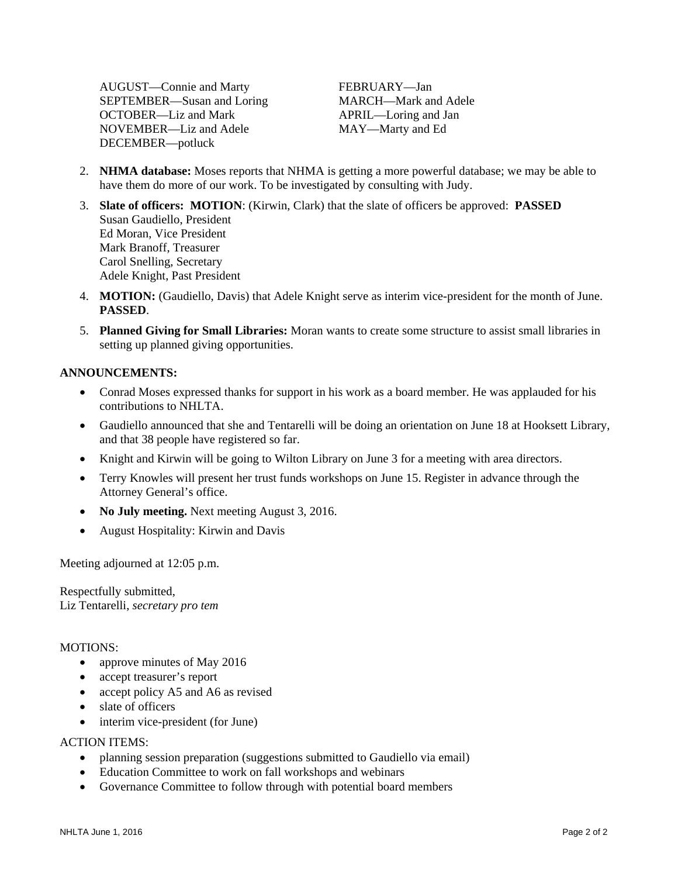AUGUST—Connie and Marty
SEPTEMBER—Susan and Loring
OCTOBER—Liz and Mark
NOVEMBER—Liz and Adele
DECEMBER—potluck
FEBRUARY—Jan
MARCH—Mark and Adele
APRIL—Loring and Jan
MAY—Marty and Ed

2. **NHMA database:** Moses reports that NHMA is getting a more powerful database; we may be able to have them do more of our work. To be investigated by consulting with Judy.
3. **Slate of officers: MOTION**: (Kirwin, Clark) that the slate of officers be approved: **PASSED**
   Susan Gaudiello, President
   Ed Moran, Vice President
   Mark Branoff, Treasurer
   Carol Snelling, Secretary
   Adele Knight, Past President
4. **MOTION:** (Gaudiello, Davis) that Adele Knight serve as interim vice-president for the month of June. **PASSED**.
5. **Planned Giving for Small Libraries:** Moran wants to create some structure to assist small libraries in setting up planned giving opportunities.

**ANNOUNCEMENTS:**

- Conrad Moses expressed thanks for support in his work as a board member. He was applauded for his contributions to NHLTA.
- Gaudiello announced that she and Tentarelli will be doing an orientation on June 18 at Hooksett Library, and that 38 people have registered so far.
- Knight and Kirwin will be going to Wilton Library on June 3 for a meeting with area directors.
- Terry Knowles will present her trust funds workshops on June 15. Register in advance through the Attorney General's office.
- **No July meeting.** Next meeting August 3, 2016.
- August Hospitality: Kirwin and Davis

Meeting adjourned at 12:05 p.m.

Respectfully submitted,
Liz Tentarelli, *secretary pro tem*

MOTIONS:

- approve minutes of May 2016
- accept treasurer's report
- accept policy A5 and A6 as revised
- slate of officers
- interim vice-president (for June)

ACTION ITEMS:

- planning session preparation (suggestions submitted to Gaudiello via email)
- Education Committee to work on fall workshops and webinars
- Governance Committee to follow through with potential board members